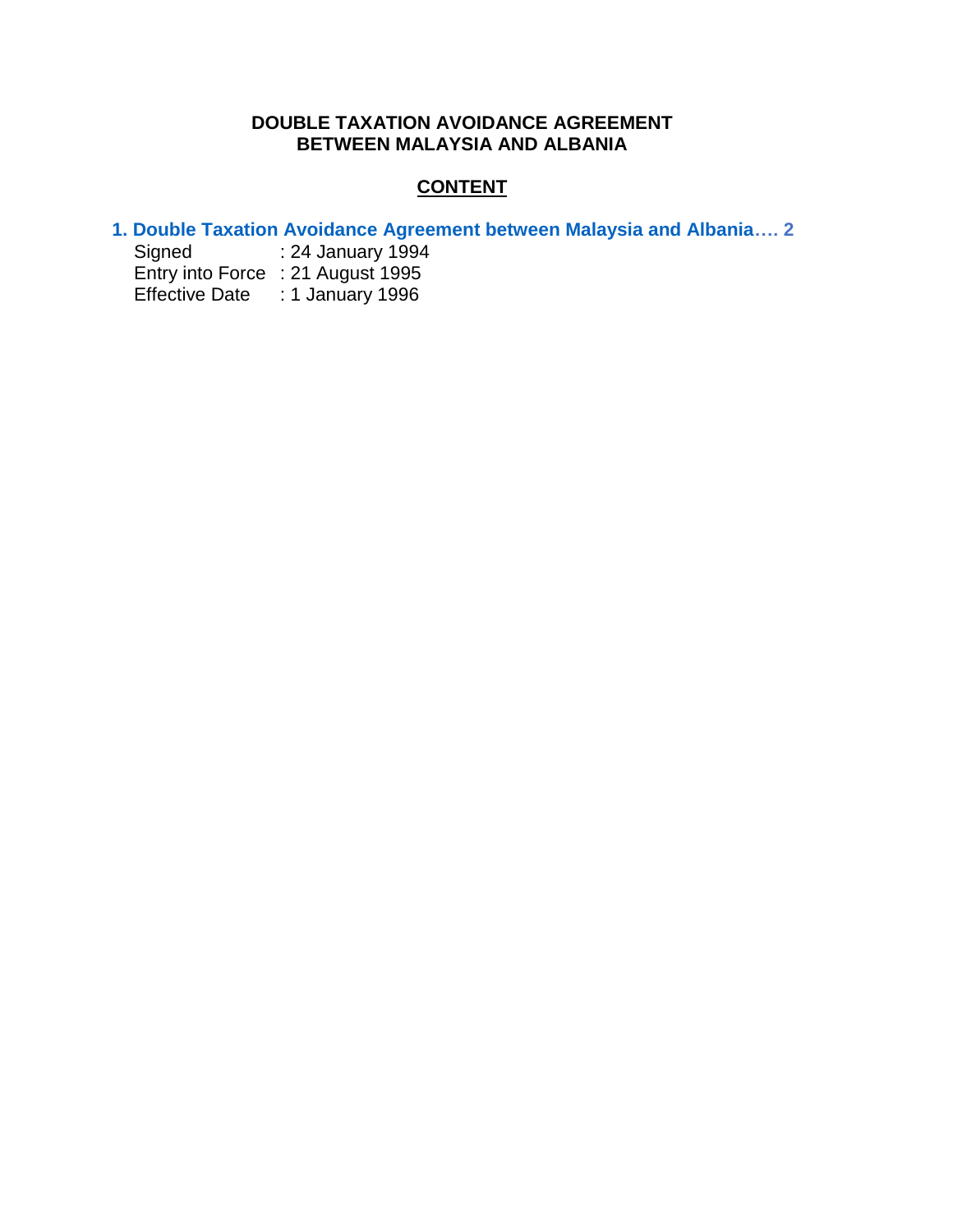**DOUBLE TAXATION AVOIDANCE AGREEMENT BETWEEN MALAYSIA AND ALBANIA**

**CONTENT**

**1. Double Taxation Avoidance Agreement between Malaysia and Albania…. 2**

Signed : 24 January 1994
Entry into Force : 21 August 1995
Effective Date : 1 January 1996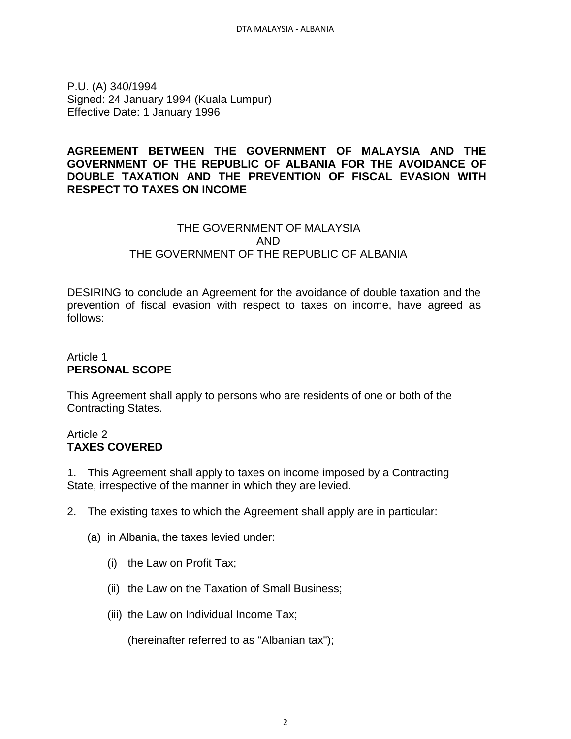P.U. (A) 340/1994
Signed: 24 January 1994 (Kuala Lumpur)
Effective Date: 1 January 1996

**AGREEMENT BETWEEN THE GOVERNMENT OF MALAYSIA AND THE GOVERNMENT OF THE REPUBLIC OF ALBANIA FOR THE AVOIDANCE OF DOUBLE TAXATION AND THE PREVENTION OF FISCAL EVASION WITH RESPECT TO TAXES ON INCOME**

THE GOVERNMENT OF MALAYSIA
AND
THE GOVERNMENT OF THE REPUBLIC OF ALBANIA

DESIRING to conclude an Agreement for the avoidance of double taxation and the prevention of fiscal evasion with respect to taxes on income, have agreed as follows:

Article 1
**PERSONAL SCOPE**

This Agreement shall apply to persons who are residents of one or both of the Contracting States.

Article 2
**TAXES COVERED**

1. This Agreement shall apply to taxes on income imposed by a Contracting State, irrespective of the manner in which they are levied.

2. The existing taxes to which the Agreement shall apply are in particular:

   (a) in Albania, the taxes levied under:

      (i) the Law on Profit Tax;

      (ii) the Law on the Taxation of Small Business;

      (iii) the Law on Individual Income Tax;

      (hereinafter referred to as "Albanian tax");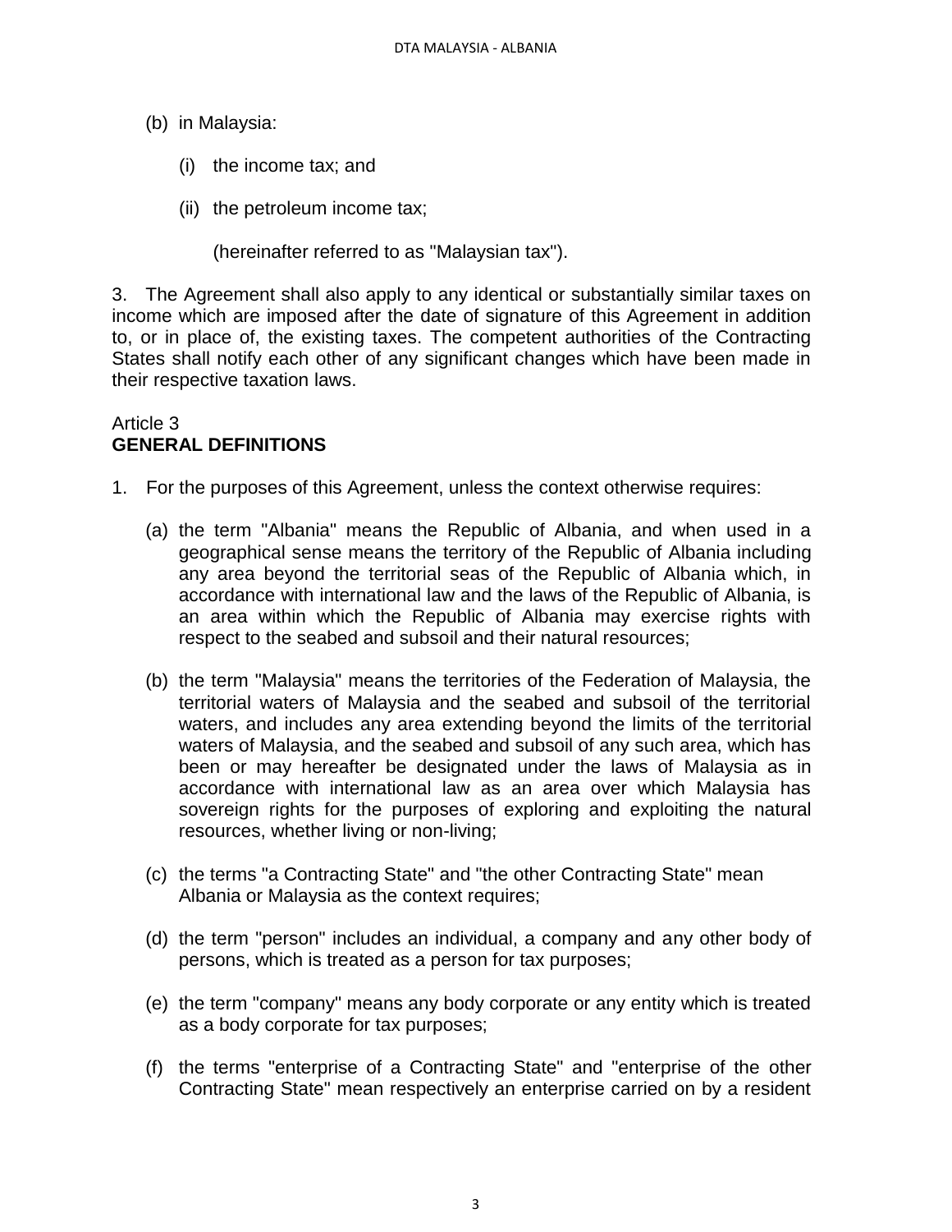(b) in Malaysia:

    (i) the income tax; and

    (ii) the petroleum income tax;

    (hereinafter referred to as "Malaysian tax").

3. The Agreement shall also apply to any identical or substantially similar taxes on income which are imposed after the date of signature of this Agreement in addition to, or in place of, the existing taxes. The competent authorities of the Contracting States shall notify each other of any significant changes which have been made in their respective taxation laws.

Article 3
**GENERAL DEFINITIONS**

1. For the purposes of this Agreement, unless the context otherwise requires:

    (a) the term "Albania" means the Republic of Albania, and when used in a geographical sense means the territory of the Republic of Albania including any area beyond the territorial seas of the Republic of Albania which, in accordance with international law and the laws of the Republic of Albania, is an area within which the Republic of Albania may exercise rights with respect to the seabed and subsoil and their natural resources;

    (b) the term "Malaysia" means the territories of the Federation of Malaysia, the territorial waters of Malaysia and the seabed and subsoil of the territorial waters, and includes any area extending beyond the limits of the territorial waters of Malaysia, and the seabed and subsoil of any such area, which has been or may hereafter be designated under the laws of Malaysia as in accordance with international law as an area over which Malaysia has sovereign rights for the purposes of exploring and exploiting the natural resources, whether living or non-living;

    (c) the terms "a Contracting State" and "the other Contracting State" mean Albania or Malaysia as the context requires;

    (d) the term "person" includes an individual, a company and any other body of persons, which is treated as a person for tax purposes;

    (e) the term "company" means any body corporate or any entity which is treated as a body corporate for tax purposes;

    (f) the terms "enterprise of a Contracting State" and "enterprise of the other Contracting State" mean respectively an enterprise carried on by a resident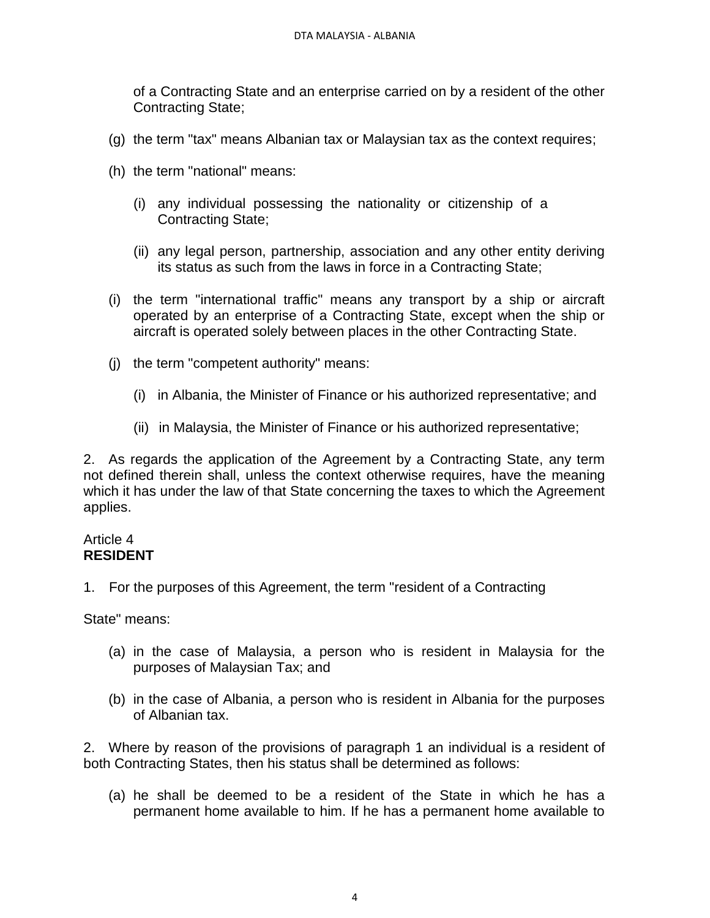of a Contracting State and an enterprise carried on by a resident of the other Contracting State;

(g) the term "tax" means Albanian tax or Malaysian tax as the context requires;

(h) the term "national" means:

    (i) any individual possessing the nationality or citizenship of a Contracting State;

    (ii) any legal person, partnership, association and any other entity deriving its status as such from the laws in force in a Contracting State;

(i) the term "international traffic" means any transport by a ship or aircraft operated by an enterprise of a Contracting State, except when the ship or aircraft is operated solely between places in the other Contracting State.

(j) the term "competent authority" means:

    (i) in Albania, the Minister of Finance or his authorized representative; and

    (ii) in Malaysia, the Minister of Finance or his authorized representative;

2. As regards the application of the Agreement by a Contracting State, any term not defined therein shall, unless the context otherwise requires, have the meaning which it has under the law of that State concerning the taxes to which the Agreement applies.

Article 4
**RESIDENT**

1. For the purposes of this Agreement, the term "resident of a Contracting

State" means:

(a) in the case of Malaysia, a person who is resident in Malaysia for the purposes of Malaysian Tax; and

(b) in the case of Albania, a person who is resident in Albania for the purposes of Albanian tax.

2. Where by reason of the provisions of paragraph 1 an individual is a resident of both Contracting States, then his status shall be determined as follows:

(a) he shall be deemed to be a resident of the State in which he has a permanent home available to him. If he has a permanent home available to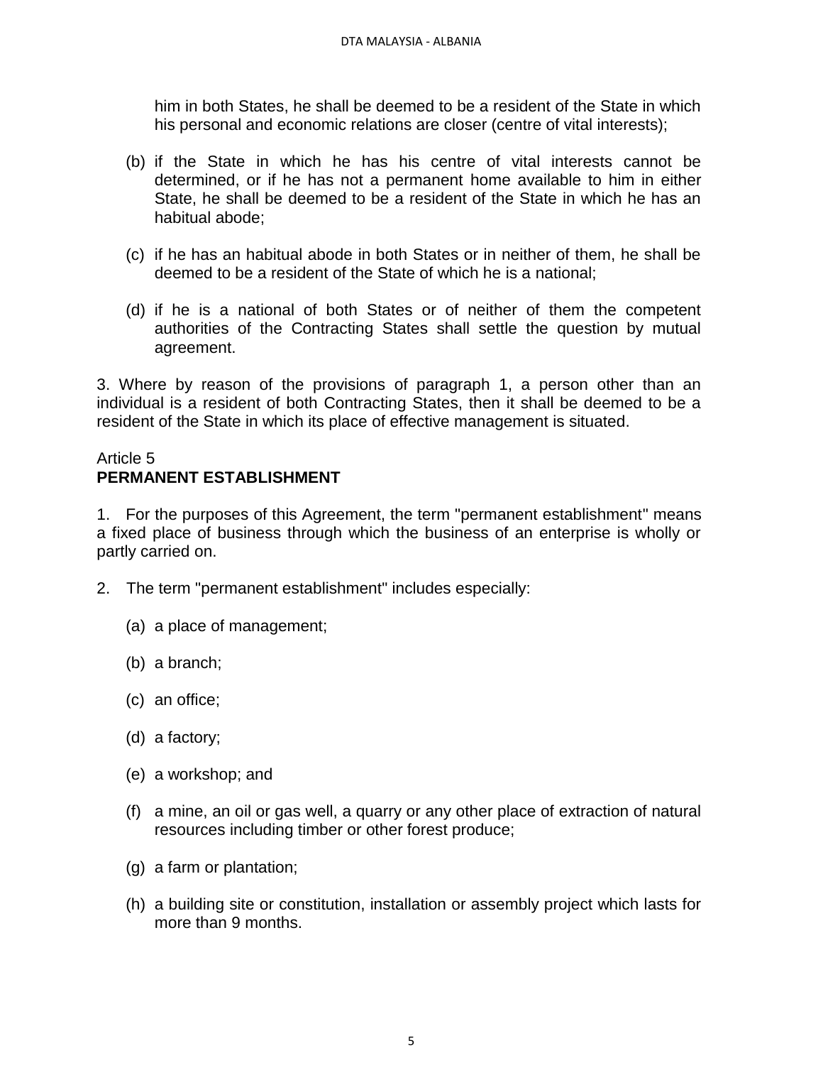him in both States, he shall be deemed to be a resident of the State in which his personal and economic relations are closer (centre of vital interests);

(b) if the State in which he has his centre of vital interests cannot be determined, or if he has not a permanent home available to him in either State, he shall be deemed to be a resident of the State in which he has an habitual abode;

(c) if he has an habitual abode in both States or in neither of them, he shall be deemed to be a resident of the State of which he is a national;

(d) if he is a national of both States or of neither of them the competent authorities of the Contracting States shall settle the question by mutual agreement.

3. Where by reason of the provisions of paragraph 1, a person other than an individual is a resident of both Contracting States, then it shall be deemed to be a resident of the State in which its place of effective management is situated.

## Article 5
## PERMANENT ESTABLISHMENT

1. For the purposes of this Agreement, the term "permanent establishment" means a fixed place of business through which the business of an enterprise is wholly or partly carried on.

2. The term "permanent establishment" includes especially:

(a) a place of management;

(b) a branch;

(c) an office;

(d) a factory;

(e) a workshop; and

(f) a mine, an oil or gas well, a quarry or any other place of extraction of natural resources including timber or other forest produce;

(g) a farm or plantation;

(h) a building site or constitution, installation or assembly project which lasts for more than 9 months.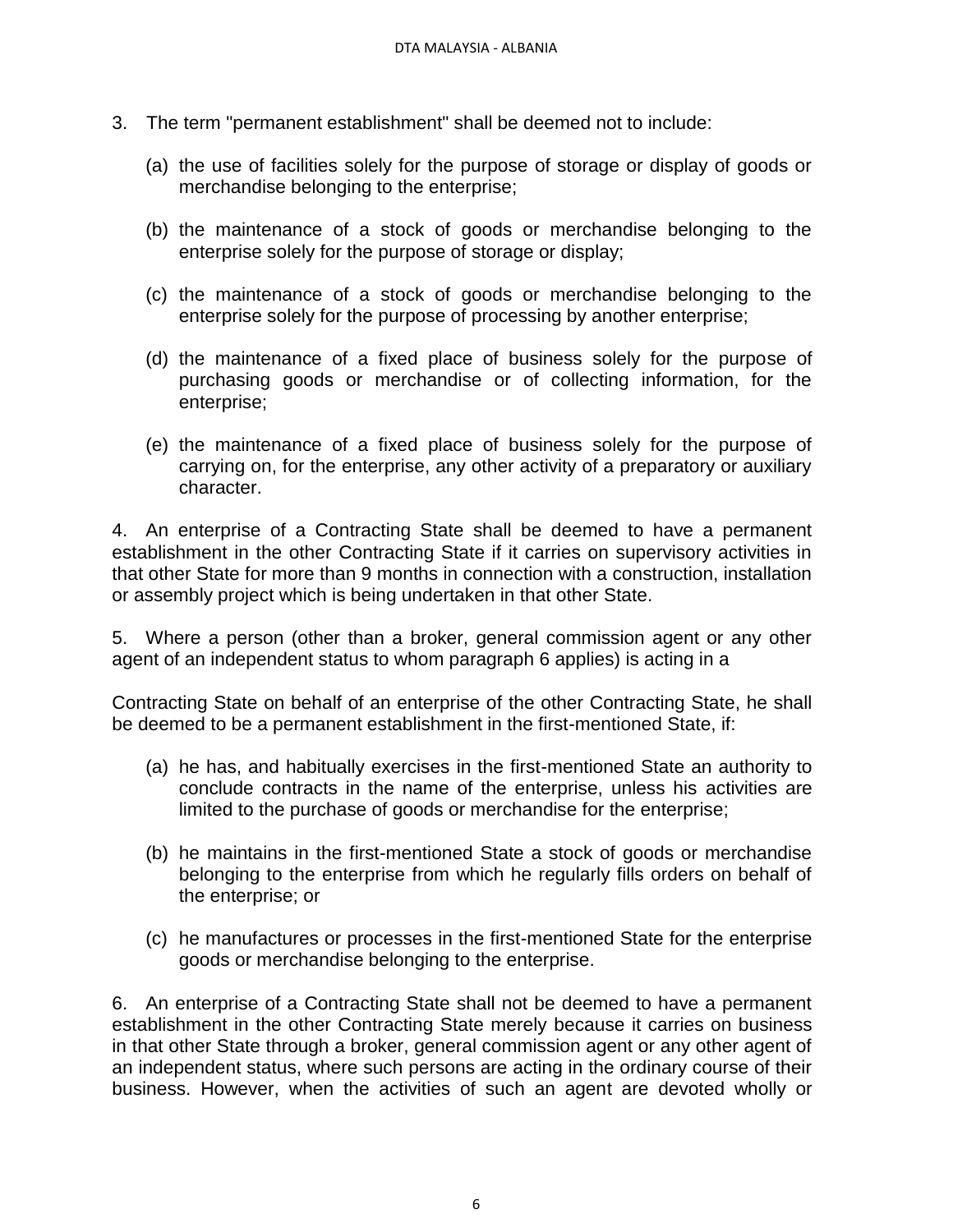3. The term "permanent establishment" shall be deemed not to include:

   (a) the use of facilities solely for the purpose of storage or display of goods or merchandise belonging to the enterprise;

   (b) the maintenance of a stock of goods or merchandise belonging to the enterprise solely for the purpose of storage or display;

   (c) the maintenance of a stock of goods or merchandise belonging to the enterprise solely for the purpose of processing by another enterprise;

   (d) the maintenance of a fixed place of business solely for the purpose of purchasing goods or merchandise or of collecting information, for the enterprise;

   (e) the maintenance of a fixed place of business solely for the purpose of carrying on, for the enterprise, any other activity of a preparatory or auxiliary character.

4. An enterprise of a Contracting State shall be deemed to have a permanent establishment in the other Contracting State if it carries on supervisory activities in that other State for more than 9 months in connection with a construction, installation or assembly project which is being undertaken in that other State.

5. Where a person (other than a broker, general commission agent or any other agent of an independent status to whom paragraph 6 applies) is acting in a Contracting State on behalf of an enterprise of the other Contracting State, he shall be deemed to be a permanent establishment in the first-mentioned State, if:

   (a) he has, and habitually exercises in the first-mentioned State an authority to conclude contracts in the name of the enterprise, unless his activities are limited to the purchase of goods or merchandise for the enterprise;

   (b) he maintains in the first-mentioned State a stock of goods or merchandise belonging to the enterprise from which he regularly fills orders on behalf of the enterprise; or

   (c) he manufactures or processes in the first-mentioned State for the enterprise goods or merchandise belonging to the enterprise.

6. An enterprise of a Contracting State shall not be deemed to have a permanent establishment in the other Contracting State merely because it carries on business in that other State through a broker, general commission agent or any other agent of an independent status, where such persons are acting in the ordinary course of their business. However, when the activities of such an agent are devoted wholly or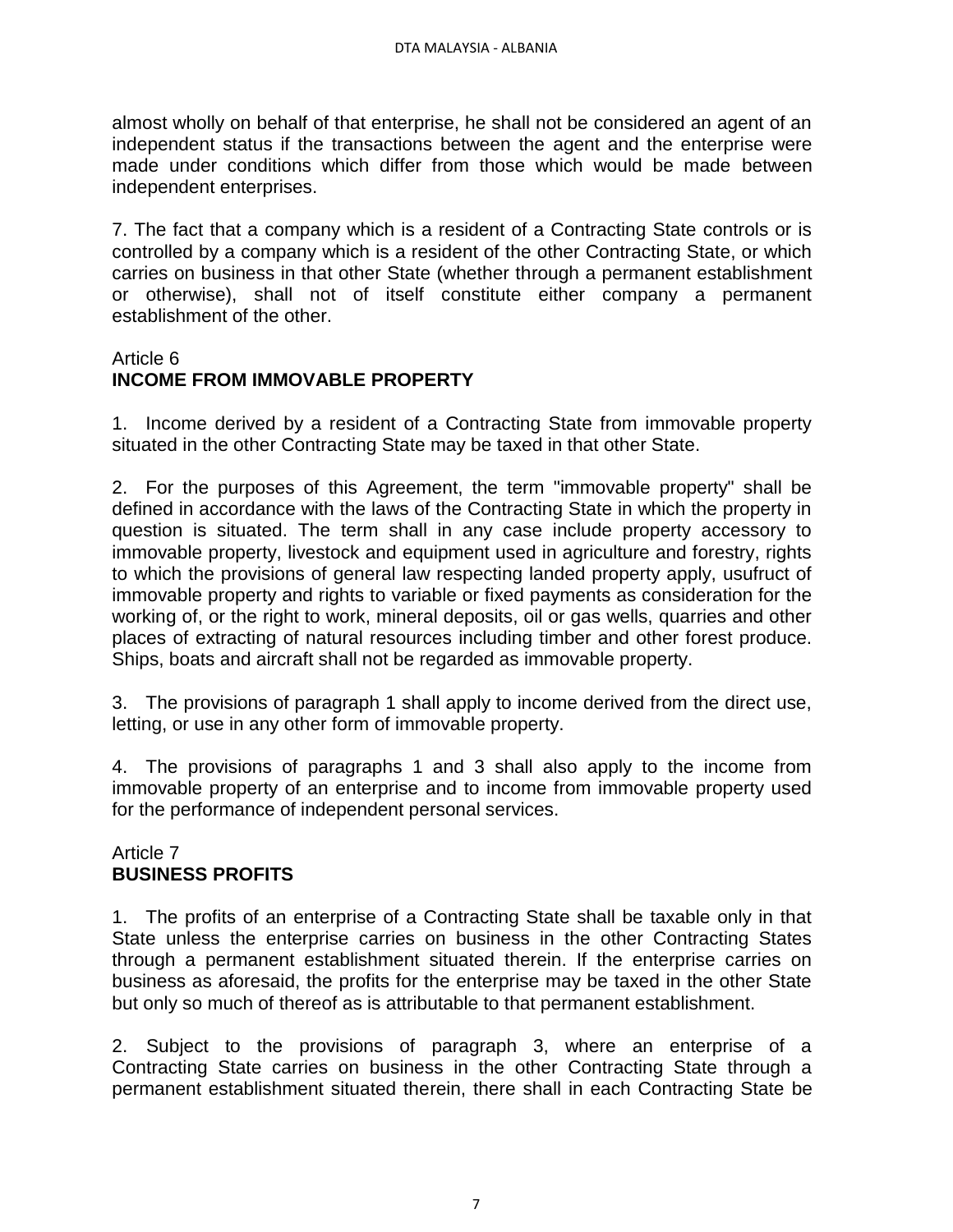almost wholly on behalf of that enterprise, he shall not be considered an agent of an independent status if the transactions between the agent and the enterprise were made under conditions which differ from those which would be made between independent enterprises.

7. The fact that a company which is a resident of a Contracting State controls or is controlled by a company which is a resident of the other Contracting State, or which carries on business in that other State (whether through a permanent establishment or otherwise), shall not of itself constitute either company a permanent establishment of the other.

Article 6
**INCOME FROM IMMOVABLE PROPERTY**

1. Income derived by a resident of a Contracting State from immovable property situated in the other Contracting State may be taxed in that other State.

2. For the purposes of this Agreement, the term "immovable property" shall be defined in accordance with the laws of the Contracting State in which the property in question is situated. The term shall in any case include property accessory to immovable property, livestock and equipment used in agriculture and forestry, rights to which the provisions of general law respecting landed property apply, usufruct of immovable property and rights to variable or fixed payments as consideration for the working of, or the right to work, mineral deposits, oil or gas wells, quarries and other places of extracting of natural resources including timber and other forest produce. Ships, boats and aircraft shall not be regarded as immovable property.

3. The provisions of paragraph 1 shall apply to income derived from the direct use, letting, or use in any other form of immovable property.

4. The provisions of paragraphs 1 and 3 shall also apply to the income from immovable property of an enterprise and to income from immovable property used for the performance of independent personal services.

Article 7
**BUSINESS PROFITS**

1. The profits of an enterprise of a Contracting State shall be taxable only in that State unless the enterprise carries on business in the other Contracting States through a permanent establishment situated therein. If the enterprise carries on business as aforesaid, the profits for the enterprise may be taxed in the other State but only so much of thereof as is attributable to that permanent establishment.

2. Subject to the provisions of paragraph 3, where an enterprise of a Contracting State carries on business in the other Contracting State through a permanent establishment situated therein, there shall in each Contracting State be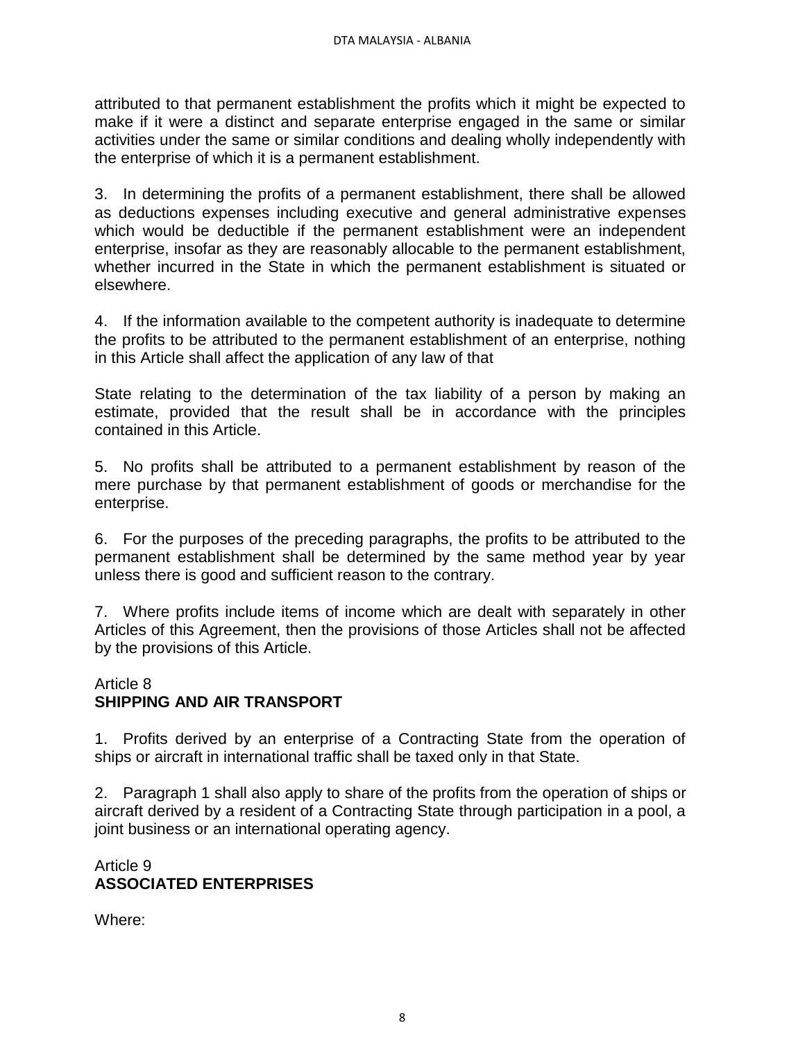attributed to that permanent establishment the profits which it might be expected to make if it were a distinct and separate enterprise engaged in the same or similar activities under the same or similar conditions and dealing wholly independently with the enterprise of which it is a permanent establishment.

3. In determining the profits of a permanent establishment, there shall be allowed as deductions expenses including executive and general administrative expenses which would be deductible if the permanent establishment were an independent enterprise, insofar as they are reasonably allocable to the permanent establishment, whether incurred in the State in which the permanent establishment is situated or elsewhere.

4. If the information available to the competent authority is inadequate to determine the profits to be attributed to the permanent establishment of an enterprise, nothing in this Article shall affect the application of any law of that

State relating to the determination of the tax liability of a person by making an estimate, provided that the result shall be in accordance with the principles contained in this Article.

5. No profits shall be attributed to a permanent establishment by reason of the mere purchase by that permanent establishment of goods or merchandise for the enterprise.

6. For the purposes of the preceding paragraphs, the profits to be attributed to the permanent establishment shall be determined by the same method year by year unless there is good and sufficient reason to the contrary.

7. Where profits include items of income which are dealt with separately in other Articles of this Agreement, then the provisions of those Articles shall not be affected by the provisions of this Article.

Article 8
**SHIPPING AND AIR TRANSPORT**

1. Profits derived by an enterprise of a Contracting State from the operation of ships or aircraft in international traffic shall be taxed only in that State.

2. Paragraph 1 shall also apply to share of the profits from the operation of ships or aircraft derived by a resident of a Contracting State through participation in a pool, a joint business or an international operating agency.

Article 9
**ASSOCIATED ENTERPRISES**

Where: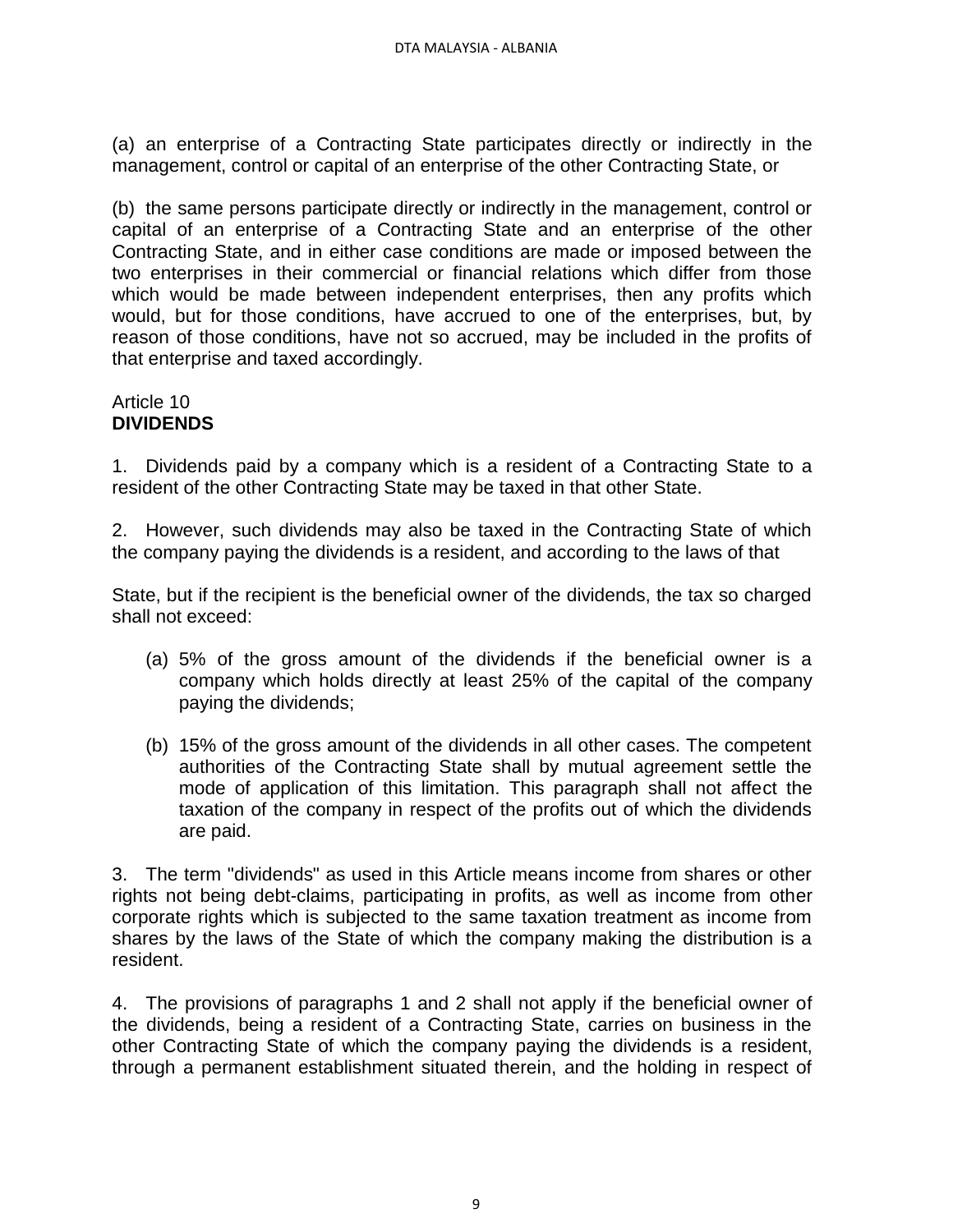(a) an enterprise of a Contracting State participates directly or indirectly in the management, control or capital of an enterprise of the other Contracting State, or

(b) the same persons participate directly or indirectly in the management, control or capital of an enterprise of a Contracting State and an enterprise of the other Contracting State, and in either case conditions are made or imposed between the two enterprises in their commercial or financial relations which differ from those which would be made between independent enterprises, then any profits which would, but for those conditions, have accrued to one of the enterprises, but, by reason of those conditions, have not so accrued, may be included in the profits of that enterprise and taxed accordingly.

Article 10
**DIVIDENDS**

1. Dividends paid by a company which is a resident of a Contracting State to a resident of the other Contracting State may be taxed in that other State.

2. However, such dividends may also be taxed in the Contracting State of which the company paying the dividends is a resident, and according to the laws of that

State, but if the recipient is the beneficial owner of the dividends, the tax so charged shall not exceed:

(a) 5% of the gross amount of the dividends if the beneficial owner is a company which holds directly at least 25% of the capital of the company paying the dividends;

(b) 15% of the gross amount of the dividends in all other cases. The competent authorities of the Contracting State shall by mutual agreement settle the mode of application of this limitation. This paragraph shall not affect the taxation of the company in respect of the profits out of which the dividends are paid.

3. The term "dividends" as used in this Article means income from shares or other rights not being debt-claims, participating in profits, as well as income from other corporate rights which is subjected to the same taxation treatment as income from shares by the laws of the State of which the company making the distribution is a resident.

4. The provisions of paragraphs 1 and 2 shall not apply if the beneficial owner of the dividends, being a resident of a Contracting State, carries on business in the other Contracting State of which the company paying the dividends is a resident, through a permanent establishment situated therein, and the holding in respect of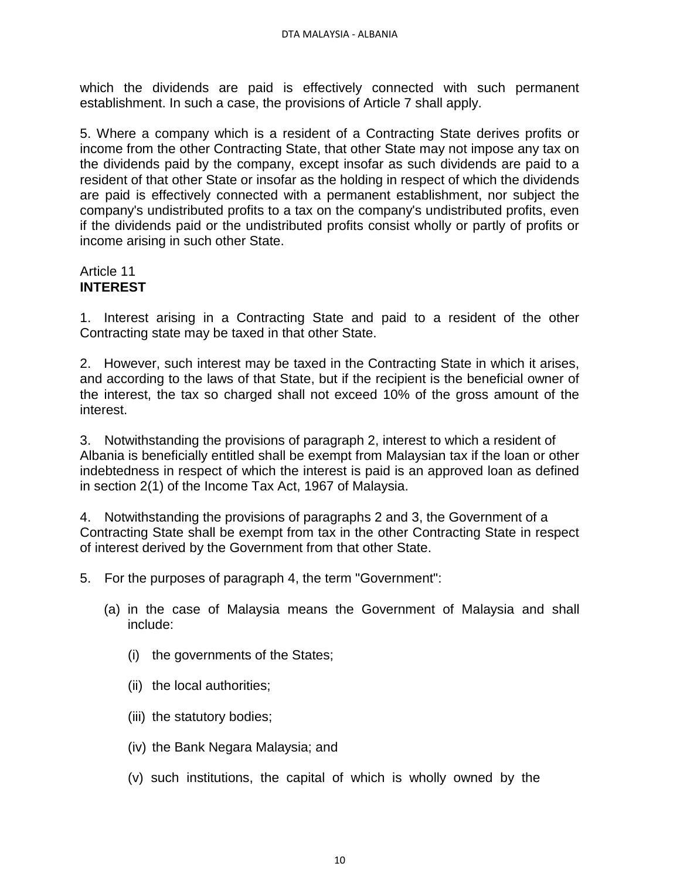which the dividends are paid is effectively connected with such permanent establishment. In such a case, the provisions of Article 7 shall apply.

5. Where a company which is a resident of a Contracting State derives profits or income from the other Contracting State, that other State may not impose any tax on the dividends paid by the company, except insofar as such dividends are paid to a resident of that other State or insofar as the holding in respect of which the dividends are paid is effectively connected with a permanent establishment, nor subject the company's undistributed profits to a tax on the company's undistributed profits, even if the dividends paid or the undistributed profits consist wholly or partly of profits or income arising in such other State.

Article 11
**INTEREST**

1. Interest arising in a Contracting State and paid to a resident of the other Contracting state may be taxed in that other State.

2. However, such interest may be taxed in the Contracting State in which it arises, and according to the laws of that State, but if the recipient is the beneficial owner of the interest, the tax so charged shall not exceed 10% of the gross amount of the interest.

3. Notwithstanding the provisions of paragraph 2, interest to which a resident of Albania is beneficially entitled shall be exempt from Malaysian tax if the loan or other indebtedness in respect of which the interest is paid is an approved loan as defined in section 2(1) of the Income Tax Act, 1967 of Malaysia.

4. Notwithstanding the provisions of paragraphs 2 and 3, the Government of a Contracting State shall be exempt from tax in the other Contracting State in respect of interest derived by the Government from that other State.

5. For the purposes of paragraph 4, the term "Government":

   (a) in the case of Malaysia means the Government of Malaysia and shall include:

      (i) the governments of the States;

      (ii) the local authorities;

      (iii) the statutory bodies;

      (iv) the Bank Negara Malaysia; and

      (v) such institutions, the capital of which is wholly owned by the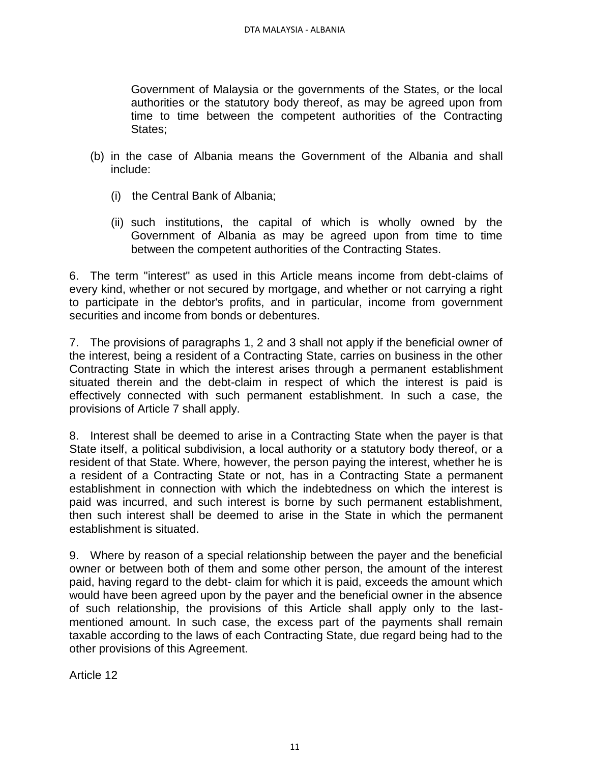Government of Malaysia or the governments of the States, or the local authorities or the statutory body thereof, as may be agreed upon from time to time between the competent authorities of the Contracting States;

(b) in the case of Albania means the Government of the Albania and shall include:

   (i) the Central Bank of Albania;

   (ii) such institutions, the capital of which is wholly owned by the Government of Albania as may be agreed upon from time to time between the competent authorities of the Contracting States.

6. The term "interest" as used in this Article means income from debt-claims of every kind, whether or not secured by mortgage, and whether or not carrying a right to participate in the debtor's profits, and in particular, income from government securities and income from bonds or debentures.

7. The provisions of paragraphs 1, 2 and 3 shall not apply if the beneficial owner of the interest, being a resident of a Contracting State, carries on business in the other Contracting State in which the interest arises through a permanent establishment situated therein and the debt-claim in respect of which the interest is paid is effectively connected with such permanent establishment. In such a case, the provisions of Article 7 shall apply.

8. Interest shall be deemed to arise in a Contracting State when the payer is that State itself, a political subdivision, a local authority or a statutory body thereof, or a resident of that State. Where, however, the person paying the interest, whether he is a resident of a Contracting State or not, has in a Contracting State a permanent establishment in connection with which the indebtedness on which the interest is paid was incurred, and such interest is borne by such permanent establishment, then such interest shall be deemed to arise in the State in which the permanent establishment is situated.

9. Where by reason of a special relationship between the payer and the beneficial owner or between both of them and some other person, the amount of the interest paid, having regard to the debt- claim for which it is paid, exceeds the amount which would have been agreed upon by the payer and the beneficial owner in the absence of such relationship, the provisions of this Article shall apply only to the last-mentioned amount. In such case, the excess part of the payments shall remain taxable according to the laws of each Contracting State, due regard being had to the other provisions of this Agreement.

Article 12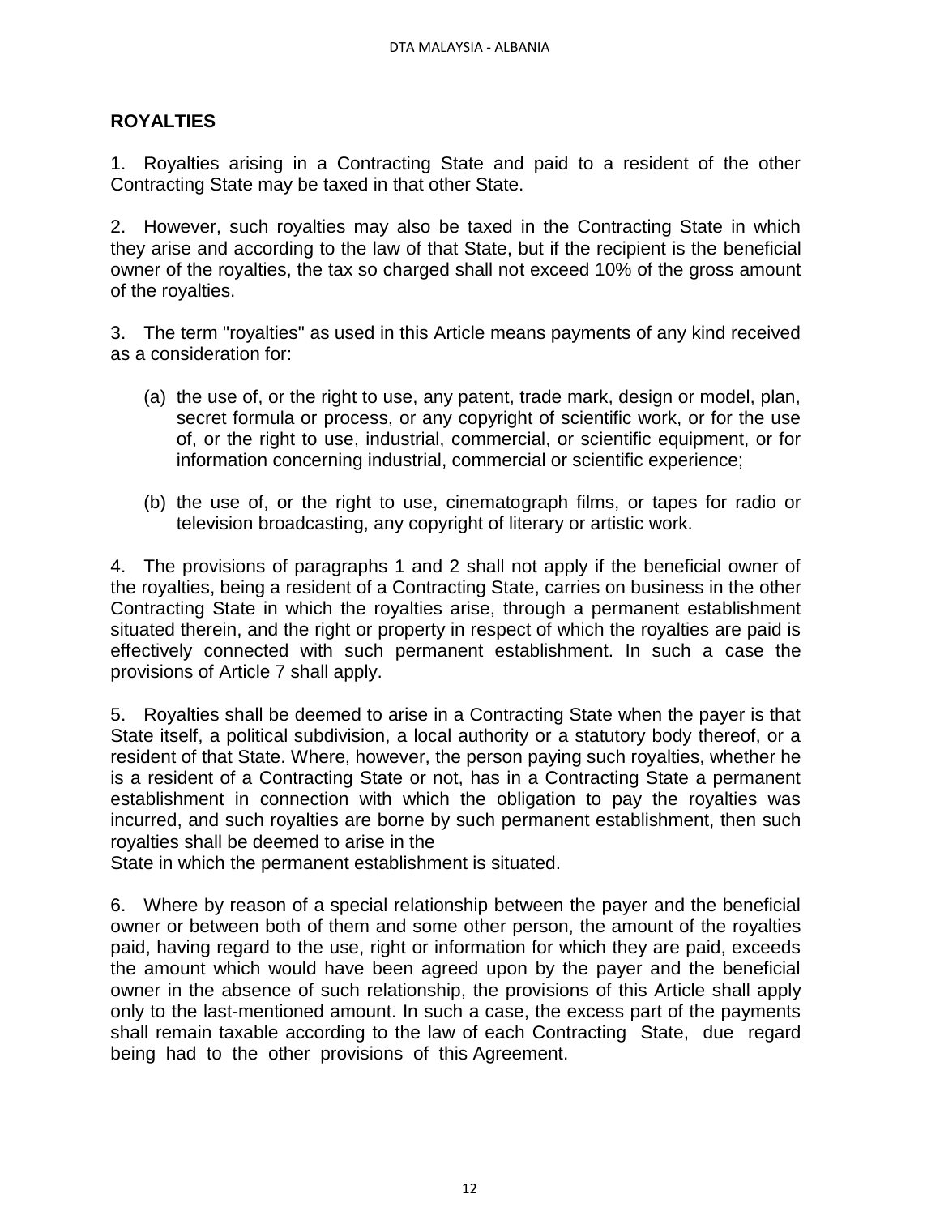## ROYALTIES

1. Royalties arising in a Contracting State and paid to a resident of the other Contracting State may be taxed in that other State.

2. However, such royalties may also be taxed in the Contracting State in which they arise and according to the law of that State, but if the recipient is the beneficial owner of the royalties, the tax so charged shall not exceed 10% of the gross amount of the royalties.

3. The term "royalties" as used in this Article means payments of any kind received as a consideration for:

(a) the use of, or the right to use, any patent, trade mark, design or model, plan, secret formula or process, or any copyright of scientific work, or for the use of, or the right to use, industrial, commercial, or scientific equipment, or for information concerning industrial, commercial or scientific experience;

(b) the use of, or the right to use, cinematograph films, or tapes for radio or television broadcasting, any copyright of literary or artistic work.

4. The provisions of paragraphs 1 and 2 shall not apply if the beneficial owner of the royalties, being a resident of a Contracting State, carries on business in the other Contracting State in which the royalties arise, through a permanent establishment situated therein, and the right or property in respect of which the royalties are paid is effectively connected with such permanent establishment. In such a case the provisions of Article 7 shall apply.

5. Royalties shall be deemed to arise in a Contracting State when the payer is that State itself, a political subdivision, a local authority or a statutory body thereof, or a resident of that State. Where, however, the person paying such royalties, whether he is a resident of a Contracting State or not, has in a Contracting State a permanent establishment in connection with which the obligation to pay the royalties was incurred, and such royalties are borne by such permanent establishment, then such royalties shall be deemed to arise in the State in which the permanent establishment is situated.

6. Where by reason of a special relationship between the payer and the beneficial owner or between both of them and some other person, the amount of the royalties paid, having regard to the use, right or information for which they are paid, exceeds the amount which would have been agreed upon by the payer and the beneficial owner in the absence of such relationship, the provisions of this Article shall apply only to the last-mentioned amount. In such a case, the excess part of the payments shall remain taxable according to the law of each Contracting State, due regard being had to the other provisions of this Agreement.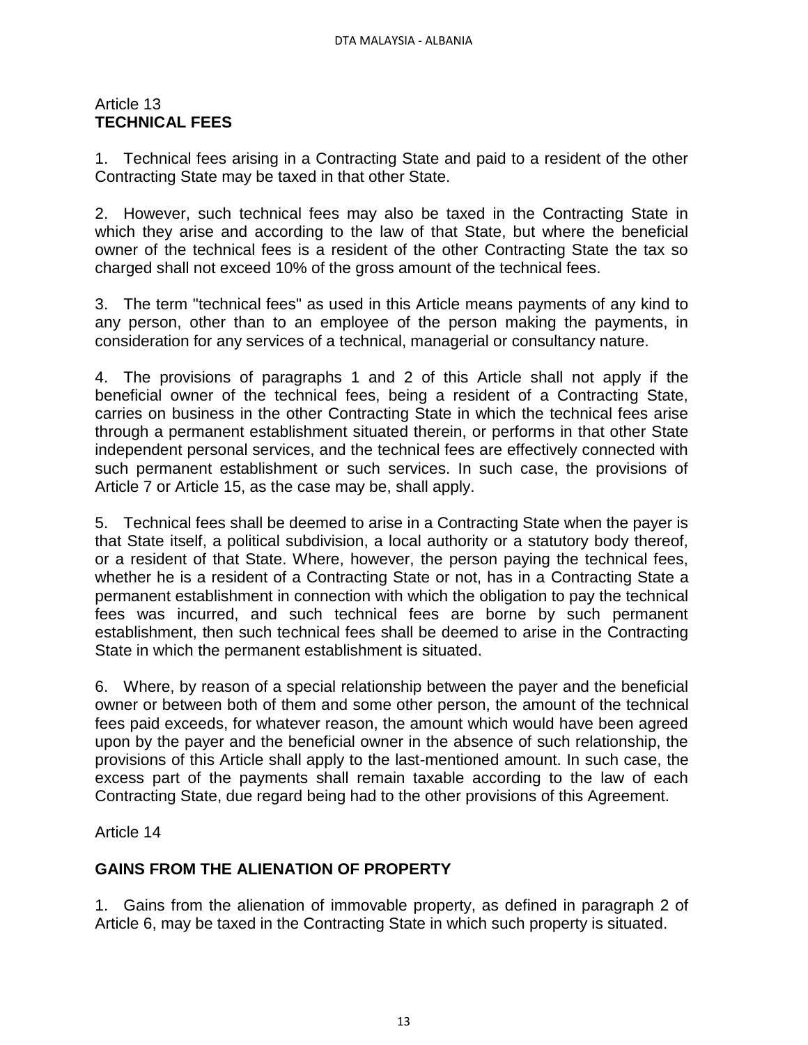## Article 13
**TECHNICAL FEES**

1. Technical fees arising in a Contracting State and paid to a resident of the other Contracting State may be taxed in that other State.

2. However, such technical fees may also be taxed in the Contracting State in which they arise and according to the law of that State, but where the beneficial owner of the technical fees is a resident of the other Contracting State the tax so charged shall not exceed 10% of the gross amount of the technical fees.

3. The term "technical fees" as used in this Article means payments of any kind to any person, other than to an employee of the person making the payments, in consideration for any services of a technical, managerial or consultancy nature.

4. The provisions of paragraphs 1 and 2 of this Article shall not apply if the beneficial owner of the technical fees, being a resident of a Contracting State, carries on business in the other Contracting State in which the technical fees arise through a permanent establishment situated therein, or performs in that other State independent personal services, and the technical fees are effectively connected with such permanent establishment or such services. In such case, the provisions of Article 7 or Article 15, as the case may be, shall apply.

5. Technical fees shall be deemed to arise in a Contracting State when the payer is that State itself, a political subdivision, a local authority or a statutory body thereof, or a resident of that State. Where, however, the person paying the technical fees, whether he is a resident of a Contracting State or not, has in a Contracting State a permanent establishment in connection with which the obligation to pay the technical fees was incurred, and such technical fees are borne by such permanent establishment, then such technical fees shall be deemed to arise in the Contracting State in which the permanent establishment is situated.

6. Where, by reason of a special relationship between the payer and the beneficial owner or between both of them and some other person, the amount of the technical fees paid exceeds, for whatever reason, the amount which would have been agreed upon by the payer and the beneficial owner in the absence of such relationship, the provisions of this Article shall apply to the last-mentioned amount. In such case, the excess part of the payments shall remain taxable according to the law of each Contracting State, due regard being had to the other provisions of this Agreement.

## Article 14

**GAINS FROM THE ALIENATION OF PROPERTY**

1. Gains from the alienation of immovable property, as defined in paragraph 2 of Article 6, may be taxed in the Contracting State in which such property is situated.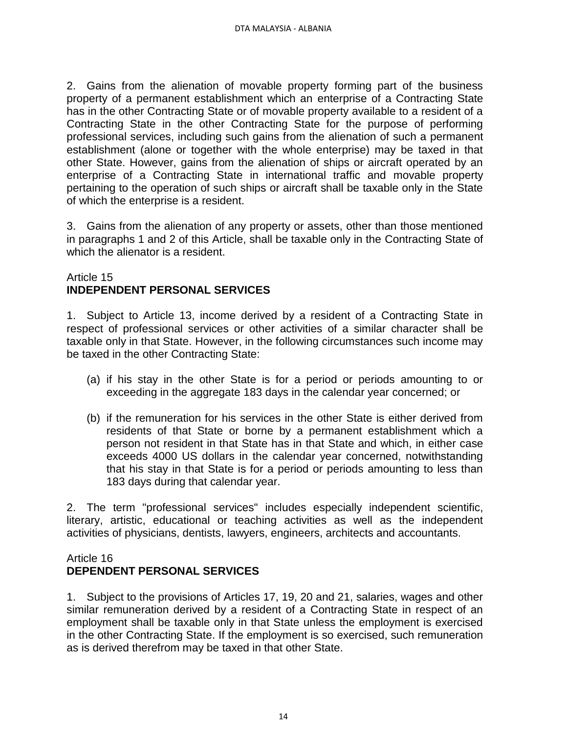2. Gains from the alienation of movable property forming part of the business property of a permanent establishment which an enterprise of a Contracting State has in the other Contracting State or of movable property available to a resident of a Contracting State in the other Contracting State for the purpose of performing professional services, including such gains from the alienation of such a permanent establishment (alone or together with the whole enterprise) may be taxed in that other State. However, gains from the alienation of ships or aircraft operated by an enterprise of a Contracting State in international traffic and movable property pertaining to the operation of such ships or aircraft shall be taxable only in the State of which the enterprise is a resident.

3. Gains from the alienation of any property or assets, other than those mentioned in paragraphs 1 and 2 of this Article, shall be taxable only in the Contracting State of which the alienator is a resident.

Article 15
**INDEPENDENT PERSONAL SERVICES**

1. Subject to Article 13, income derived by a resident of a Contracting State in respect of professional services or other activities of a similar character shall be taxable only in that State. However, in the following circumstances such income may be taxed in the other Contracting State:

(a) if his stay in the other State is for a period or periods amounting to or exceeding in the aggregate 183 days in the calendar year concerned; or

(b) if the remuneration for his services in the other State is either derived from residents of that State or borne by a permanent establishment which a person not resident in that State has in that State and which, in either case exceeds 4000 US dollars in the calendar year concerned, notwithstanding that his stay in that State is for a period or periods amounting to less than 183 days during that calendar year.

2. The term "professional services" includes especially independent scientific, literary, artistic, educational or teaching activities as well as the independent activities of physicians, dentists, lawyers, engineers, architects and accountants.

Article 16
**DEPENDENT PERSONAL SERVICES**

1. Subject to the provisions of Articles 17, 19, 20 and 21, salaries, wages and other similar remuneration derived by a resident of a Contracting State in respect of an employment shall be taxable only in that State unless the employment is exercised in the other Contracting State. If the employment is so exercised, such remuneration as is derived therefrom may be taxed in that other State.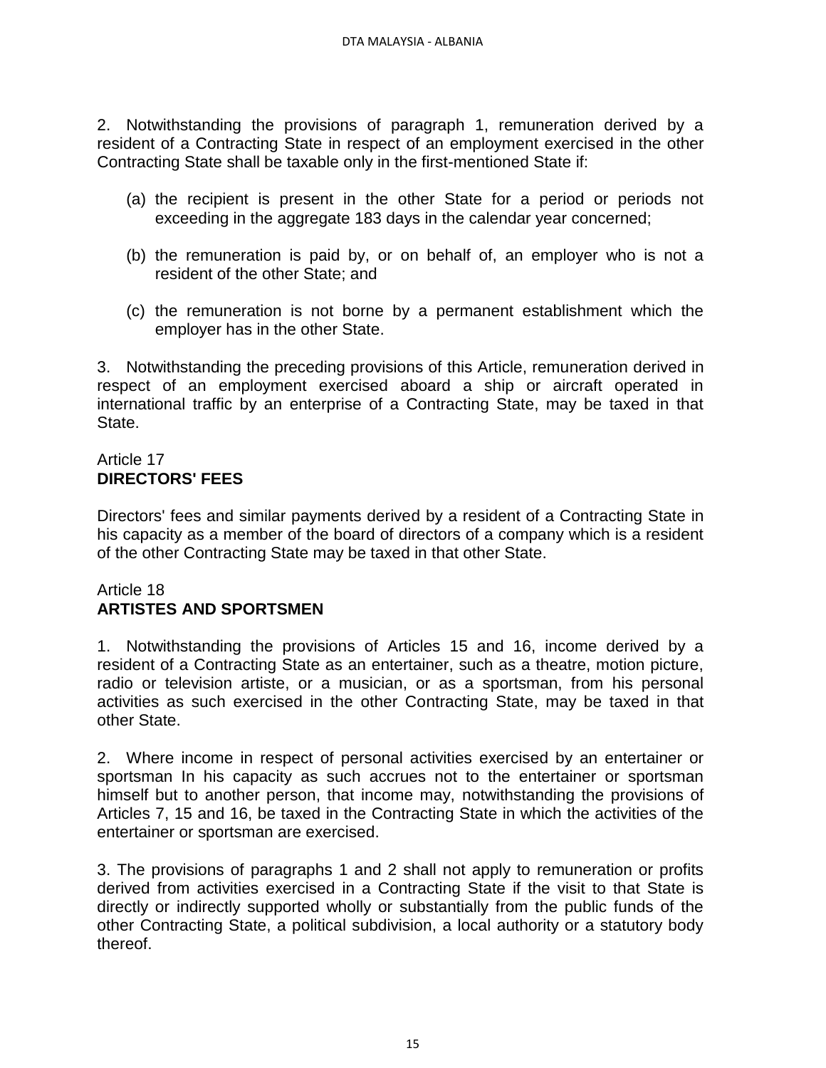2. Notwithstanding the provisions of paragraph 1, remuneration derived by a resident of a Contracting State in respect of an employment exercised in the other Contracting State shall be taxable only in the first-mentioned State if:

(a) the recipient is present in the other State for a period or periods not exceeding in the aggregate 183 days in the calendar year concerned;

(b) the remuneration is paid by, or on behalf of, an employer who is not a resident of the other State; and

(c) the remuneration is not borne by a permanent establishment which the employer has in the other State.

3. Notwithstanding the preceding provisions of this Article, remuneration derived in respect of an employment exercised aboard a ship or aircraft operated in international traffic by an enterprise of a Contracting State, may be taxed in that State.

## Article 17
## **DIRECTORS' FEES**

Directors' fees and similar payments derived by a resident of a Contracting State in his capacity as a member of the board of directors of a company which is a resident of the other Contracting State may be taxed in that other State.

## Article 18
## **ARTISTES AND SPORTSMEN**

1. Notwithstanding the provisions of Articles 15 and 16, income derived by a resident of a Contracting State as an entertainer, such as a theatre, motion picture, radio or television artiste, or a musician, or as a sportsman, from his personal activities as such exercised in the other Contracting State, may be taxed in that other State.

2. Where income in respect of personal activities exercised by an entertainer or sportsman In his capacity as such accrues not to the entertainer or sportsman himself but to another person, that income may, notwithstanding the provisions of Articles 7, 15 and 16, be taxed in the Contracting State in which the activities of the entertainer or sportsman are exercised.

3. The provisions of paragraphs 1 and 2 shall not apply to remuneration or profits derived from activities exercised in a Contracting State if the visit to that State is directly or indirectly supported wholly or substantially from the public funds of the other Contracting State, a political subdivision, a local authority or a statutory body thereof.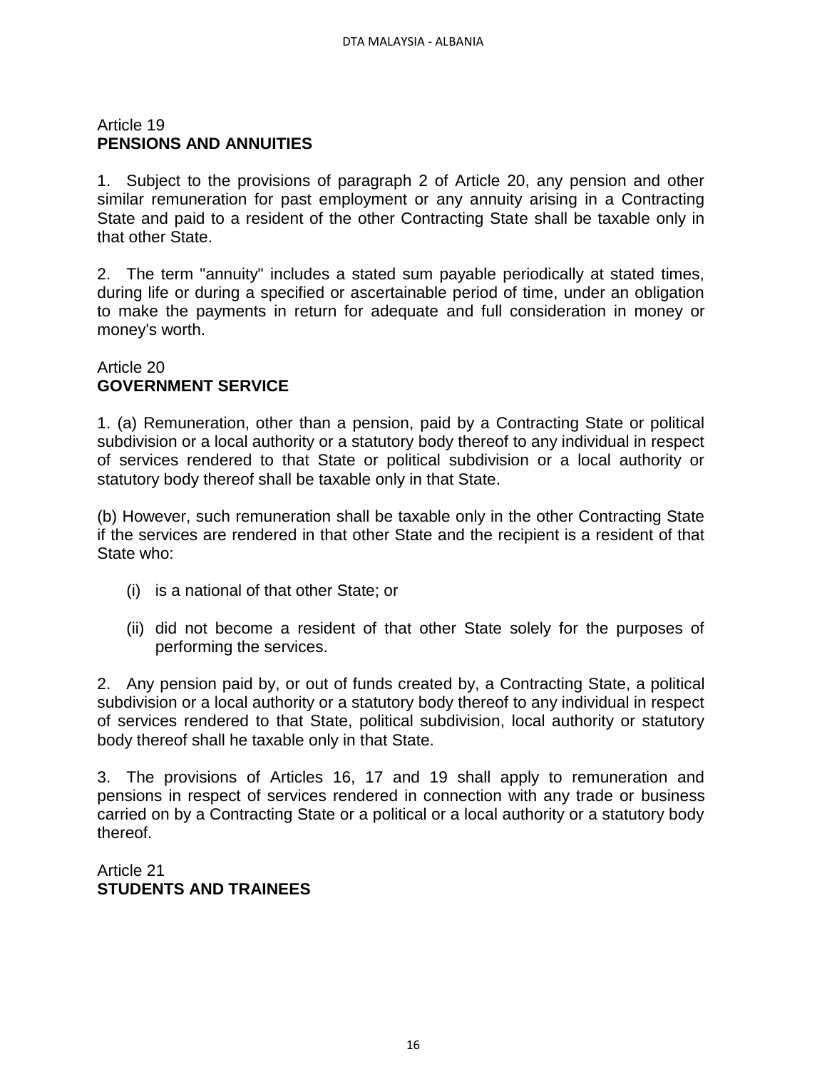Article 19
**PENSIONS AND ANNUITIES**

1. Subject to the provisions of paragraph 2 of Article 20, any pension and other similar remuneration for past employment or any annuity arising in a Contracting State and paid to a resident of the other Contracting State shall be taxable only in that other State.

2. The term "annuity" includes a stated sum payable periodically at stated times, during life or during a specified or ascertainable period of time, under an obligation to make the payments in return for adequate and full consideration in money or money's worth.

Article 20
**GOVERNMENT SERVICE**

1. (a) Remuneration, other than a pension, paid by a Contracting State or political subdivision or a local authority or a statutory body thereof to any individual in respect of services rendered to that State or political subdivision or a local authority or statutory body thereof shall be taxable only in that State.

(b) However, such remuneration shall be taxable only in the other Contracting State if the services are rendered in that other State and the recipient is a resident of that State who:

(i) is a national of that other State; or

(ii) did not become a resident of that other State solely for the purposes of performing the services.

2. Any pension paid by, or out of funds created by, a Contracting State, a political subdivision or a local authority or a statutory body thereof to any individual in respect of services rendered to that State, political subdivision, local authority or statutory body thereof shall he taxable only in that State.

3. The provisions of Articles 16, 17 and 19 shall apply to remuneration and pensions in respect of services rendered in connection with any trade or business carried on by a Contracting State or a political or a local authority or a statutory body thereof.

Article 21
**STUDENTS AND TRAINEES**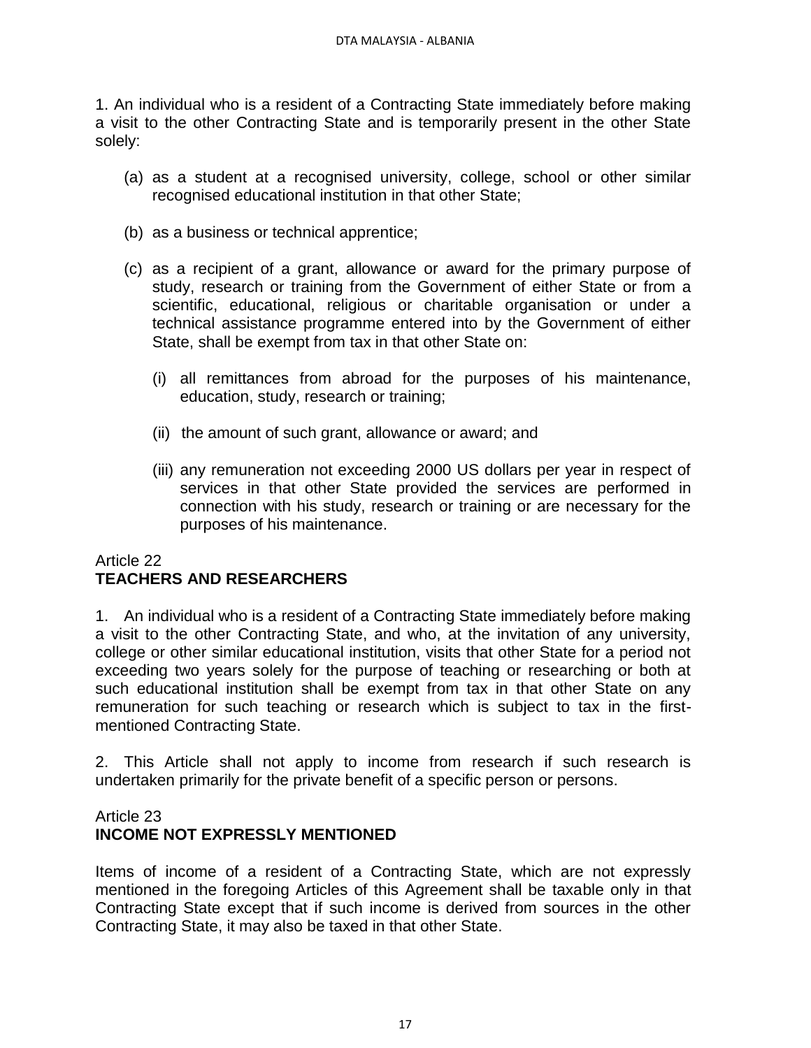1. An individual who is a resident of a Contracting State immediately before making a visit to the other Contracting State and is temporarily present in the other State solely:

(a) as a student at a recognised university, college, school or other similar recognised educational institution in that other State;

(b) as a business or technical apprentice;

(c) as a recipient of a grant, allowance or award for the primary purpose of study, research or training from the Government of either State or from a scientific, educational, religious or charitable organisation or under a technical assistance programme entered into by the Government of either State, shall be exempt from tax in that other State on:

   (i) all remittances from abroad for the purposes of his maintenance, education, study, research or training;

   (ii) the amount of such grant, allowance or award; and

   (iii) any remuneration not exceeding 2000 US dollars per year in respect of services in that other State provided the services are performed in connection with his study, research or training or are necessary for the purposes of his maintenance.

Article 22
**TEACHERS AND RESEARCHERS**

1. An individual who is a resident of a Contracting State immediately before making a visit to the other Contracting State, and who, at the invitation of any university, college or other similar educational institution, visits that other State for a period not exceeding two years solely for the purpose of teaching or researching or both at such educational institution shall be exempt from tax in that other State on any remuneration for such teaching or research which is subject to tax in the first-mentioned Contracting State.

2. This Article shall not apply to income from research if such research is undertaken primarily for the private benefit of a specific person or persons.

Article 23
**INCOME NOT EXPRESSLY MENTIONED**

Items of income of a resident of a Contracting State, which are not expressly mentioned in the foregoing Articles of this Agreement shall be taxable only in that Contracting State except that if such income is derived from sources in the other Contracting State, it may also be taxed in that other State.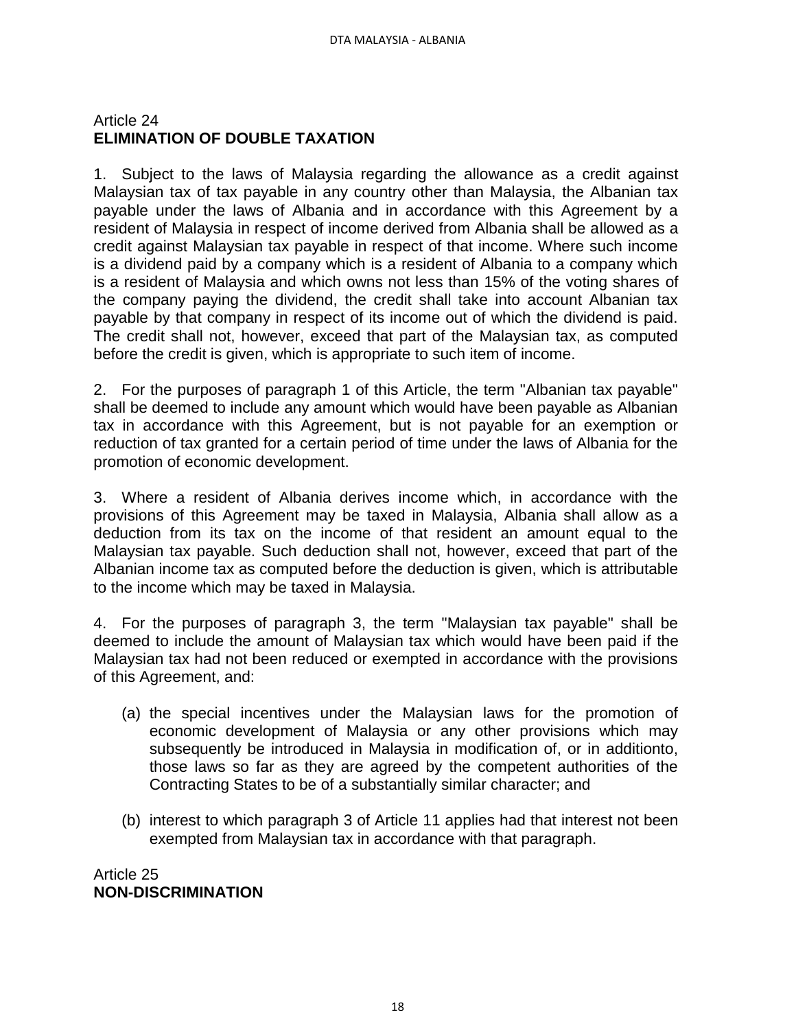## Article 24
**ELIMINATION OF DOUBLE TAXATION**

1. Subject to the laws of Malaysia regarding the allowance as a credit against Malaysian tax of tax payable in any country other than Malaysia, the Albanian tax payable under the laws of Albania and in accordance with this Agreement by a resident of Malaysia in respect of income derived from Albania shall be allowed as a credit against Malaysian tax payable in respect of that income. Where such income is a dividend paid by a company which is a resident of Albania to a company which is a resident of Malaysia and which owns not less than 15% of the voting shares of the company paying the dividend, the credit shall take into account Albanian tax payable by that company in respect of its income out of which the dividend is paid. The credit shall not, however, exceed that part of the Malaysian tax, as computed before the credit is given, which is appropriate to such item of income.

2. For the purposes of paragraph 1 of this Article, the term "Albanian tax payable" shall be deemed to include any amount which would have been payable as Albanian tax in accordance with this Agreement, but is not payable for an exemption or reduction of tax granted for a certain period of time under the laws of Albania for the promotion of economic development.

3. Where a resident of Albania derives income which, in accordance with the provisions of this Agreement may be taxed in Malaysia, Albania shall allow as a deduction from its tax on the income of that resident an amount equal to the Malaysian tax payable. Such deduction shall not, however, exceed that part of the Albanian income tax as computed before the deduction is given, which is attributable to the income which may be taxed in Malaysia.

4. For the purposes of paragraph 3, the term "Malaysian tax payable" shall be deemed to include the amount of Malaysian tax which would have been paid if the Malaysian tax had not been reduced or exempted in accordance with the provisions of this Agreement, and:

(a) the special incentives under the Malaysian laws for the promotion of economic development of Malaysia or any other provisions which may subsequently be introduced in Malaysia in modification of, or in additionto, those laws so far as they are agreed by the competent authorities of the Contracting States to be of a substantially similar character; and

(b) interest to which paragraph 3 of Article 11 applies had that interest not been exempted from Malaysian tax in accordance with that paragraph.

## Article 25
**NON-DISCRIMINATION**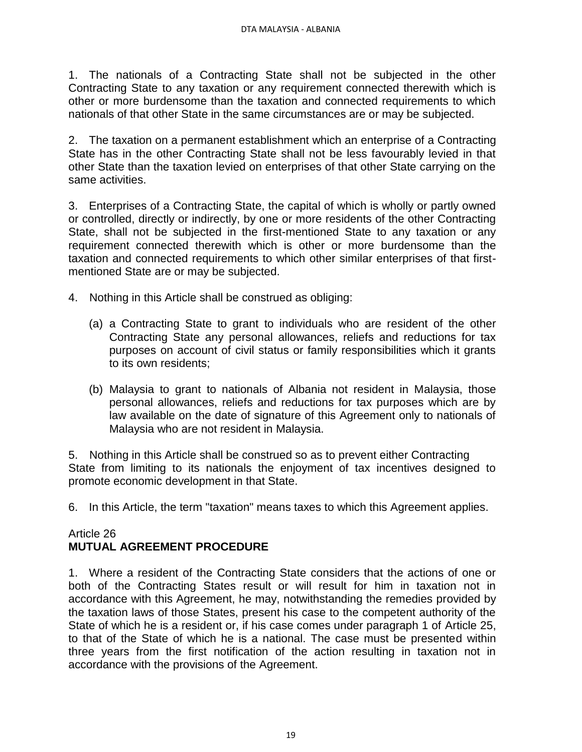1. The nationals of a Contracting State shall not be subjected in the other Contracting State to any taxation or any requirement connected therewith which is other or more burdensome than the taxation and connected requirements to which nationals of that other State in the same circumstances are or may be subjected.

2. The taxation on a permanent establishment which an enterprise of a Contracting State has in the other Contracting State shall not be less favourably levied in that other State than the taxation levied on enterprises of that other State carrying on the same activities.

3. Enterprises of a Contracting State, the capital of which is wholly or partly owned or controlled, directly or indirectly, by one or more residents of the other Contracting State, shall not be subjected in the first-mentioned State to any taxation or any requirement connected therewith which is other or more burdensome than the taxation and connected requirements to which other similar enterprises of that first-mentioned State are or may be subjected.

4. Nothing in this Article shall be construed as obliging:

   (a) a Contracting State to grant to individuals who are resident of the other Contracting State any personal allowances, reliefs and reductions for tax purposes on account of civil status or family responsibilities which it grants to its own residents;

   (b) Malaysia to grant to nationals of Albania not resident in Malaysia, those personal allowances, reliefs and reductions for tax purposes which are by law available on the date of signature of this Agreement only to nationals of Malaysia who are not resident in Malaysia.

5. Nothing in this Article shall be construed so as to prevent either Contracting State from limiting to its nationals the enjoyment of tax incentives designed to promote economic development in that State.

6. In this Article, the term "taxation" means taxes to which this Agreement applies.

Article 26
**MUTUAL AGREEMENT PROCEDURE**

1. Where a resident of the Contracting State considers that the actions of one or both of the Contracting States result or will result for him in taxation not in accordance with this Agreement, he may, notwithstanding the remedies provided by the taxation laws of those States, present his case to the competent authority of the State of which he is a resident or, if his case comes under paragraph 1 of Article 25, to that of the State of which he is a national. The case must be presented within three years from the first notification of the action resulting in taxation not in accordance with the provisions of the Agreement.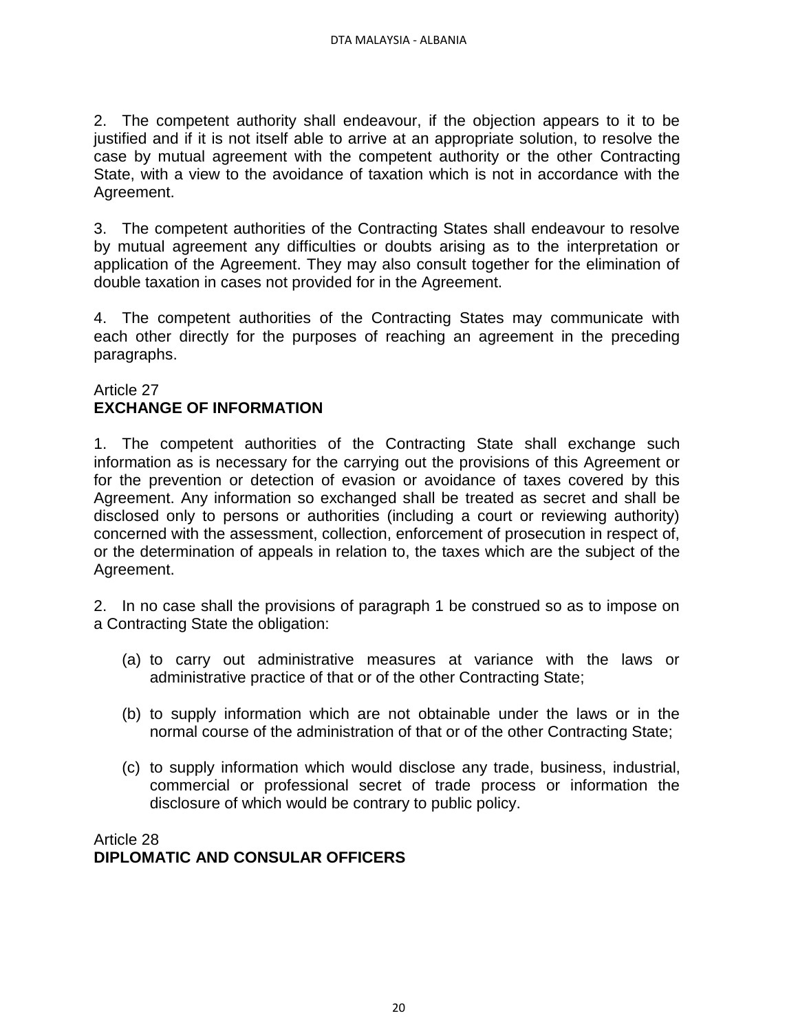2. The competent authority shall endeavour, if the objection appears to it to be justified and if it is not itself able to arrive at an appropriate solution, to resolve the case by mutual agreement with the competent authority or the other Contracting State, with a view to the avoidance of taxation which is not in accordance with the Agreement.

3. The competent authorities of the Contracting States shall endeavour to resolve by mutual agreement any difficulties or doubts arising as to the interpretation or application of the Agreement. They may also consult together for the elimination of double taxation in cases not provided for in the Agreement.

4. The competent authorities of the Contracting States may communicate with each other directly for the purposes of reaching an agreement in the preceding paragraphs.

Article 27
**EXCHANGE OF INFORMATION**

1. The competent authorities of the Contracting State shall exchange such information as is necessary for the carrying out the provisions of this Agreement or for the prevention or detection of evasion or avoidance of taxes covered by this Agreement. Any information so exchanged shall be treated as secret and shall be disclosed only to persons or authorities (including a court or reviewing authority) concerned with the assessment, collection, enforcement of prosecution in respect of, or the determination of appeals in relation to, the taxes which are the subject of the Agreement.

2. In no case shall the provisions of paragraph 1 be construed so as to impose on a Contracting State the obligation:

(a) to carry out administrative measures at variance with the laws or administrative practice of that or of the other Contracting State;

(b) to supply information which are not obtainable under the laws or in the normal course of the administration of that or of the other Contracting State;

(c) to supply information which would disclose any trade, business, industrial, commercial or professional secret of trade process or information the disclosure of which would be contrary to public policy.

Article 28
**DIPLOMATIC AND CONSULAR OFFICERS**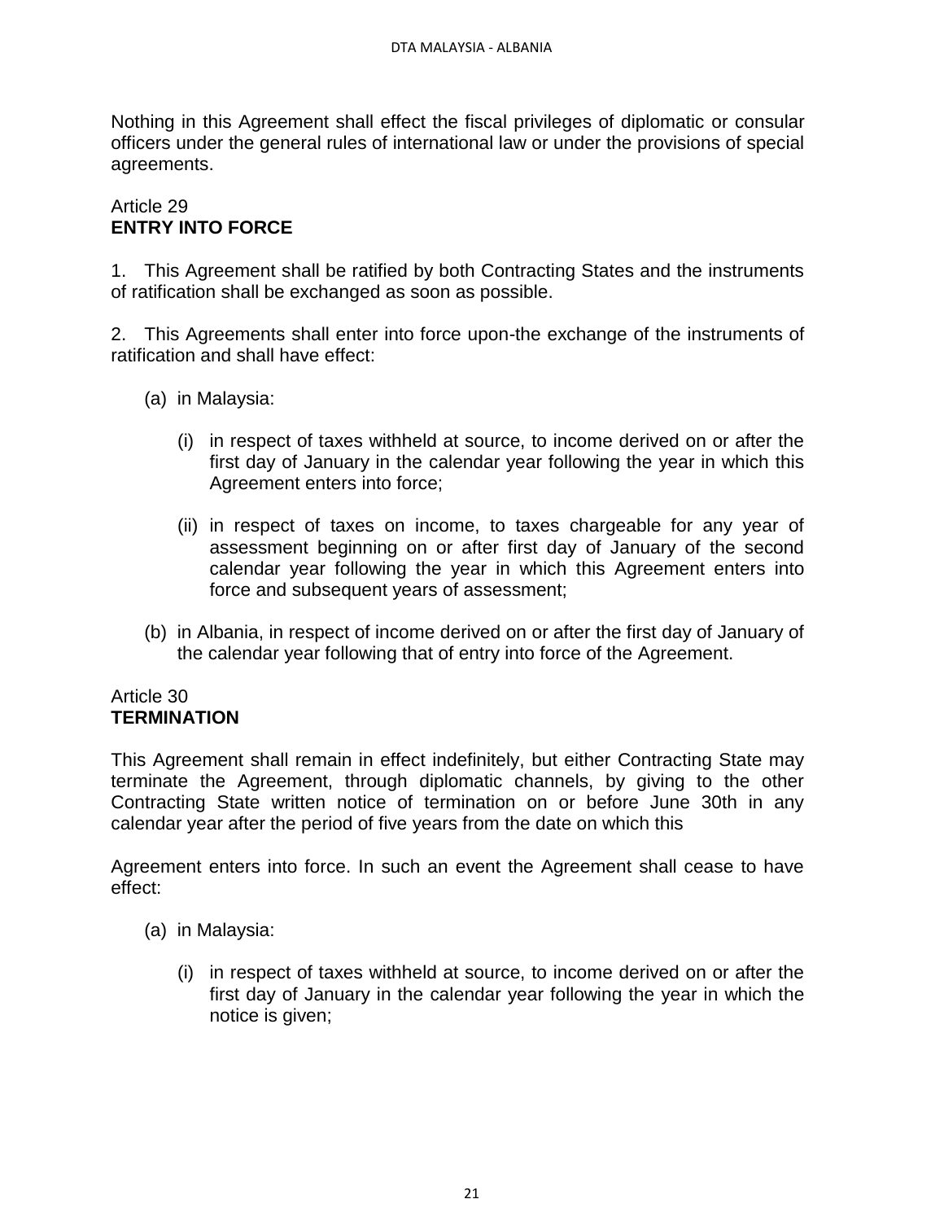Nothing in this Agreement shall effect the fiscal privileges of diplomatic or consular officers under the general rules of international law or under the provisions of special agreements.

Article 29
**ENTRY INTO FORCE**

1. This Agreement shall be ratified by both Contracting States and the instruments of ratification shall be exchanged as soon as possible.

2. This Agreements shall enter into force upon-the exchange of the instruments of ratification and shall have effect:

(a) in Malaysia:

(i) in respect of taxes withheld at source, to income derived on or after the first day of January in the calendar year following the year in which this Agreement enters into force;

(ii) in respect of taxes on income, to taxes chargeable for any year of assessment beginning on or after first day of January of the second calendar year following the year in which this Agreement enters into force and subsequent years of assessment;

(b) in Albania, in respect of income derived on or after the first day of January of the calendar year following that of entry into force of the Agreement.

Article 30
**TERMINATION**

This Agreement shall remain in effect indefinitely, but either Contracting State may terminate the Agreement, through diplomatic channels, by giving to the other Contracting State written notice of termination on or before June 30th in any calendar year after the period of five years from the date on which this

Agreement enters into force. In such an event the Agreement shall cease to have effect:

(a) in Malaysia:

(i) in respect of taxes withheld at source, to income derived on or after the first day of January in the calendar year following the year in which the notice is given;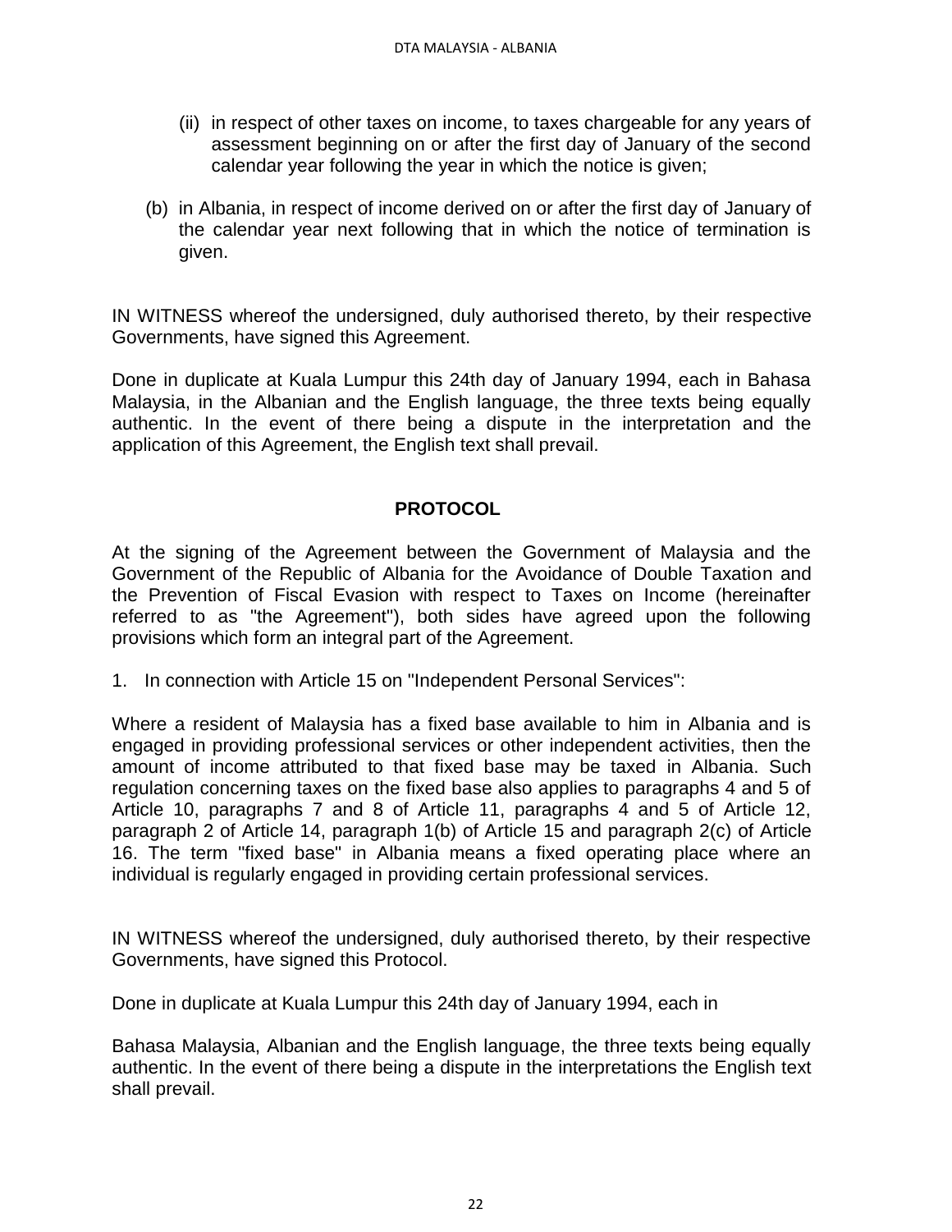(ii) in respect of other taxes on income, to taxes chargeable for any years of assessment beginning on or after the first day of January of the second calendar year following the year in which the notice is given;

(b) in Albania, in respect of income derived on or after the first day of January of the calendar year next following that in which the notice of termination is given.

IN WITNESS whereof the undersigned, duly authorised thereto, by their respective Governments, have signed this Agreement.

Done in duplicate at Kuala Lumpur this 24th day of January 1994, each in Bahasa Malaysia, in the Albanian and the English language, the three texts being equally authentic. In the event of there being a dispute in the interpretation and the application of this Agreement, the English text shall prevail.

## PROTOCOL

At the signing of the Agreement between the Government of Malaysia and the Government of the Republic of Albania for the Avoidance of Double Taxation and the Prevention of Fiscal Evasion with respect to Taxes on Income (hereinafter referred to as "the Agreement"), both sides have agreed upon the following provisions which form an integral part of the Agreement.

1. In connection with Article 15 on "Independent Personal Services":

Where a resident of Malaysia has a fixed base available to him in Albania and is engaged in providing professional services or other independent activities, then the amount of income attributed to that fixed base may be taxed in Albania. Such regulation concerning taxes on the fixed base also applies to paragraphs 4 and 5 of Article 10, paragraphs 7 and 8 of Article 11, paragraphs 4 and 5 of Article 12, paragraph 2 of Article 14, paragraph 1(b) of Article 15 and paragraph 2(c) of Article 16. The term "fixed base" in Albania means a fixed operating place where an individual is regularly engaged in providing certain professional services.

IN WITNESS whereof the undersigned, duly authorised thereto, by their respective Governments, have signed this Protocol.

Done in duplicate at Kuala Lumpur this 24th day of January 1994, each in

Bahasa Malaysia, Albanian and the English language, the three texts being equally authentic. In the event of there being a dispute in the interpretations the English text shall prevail.